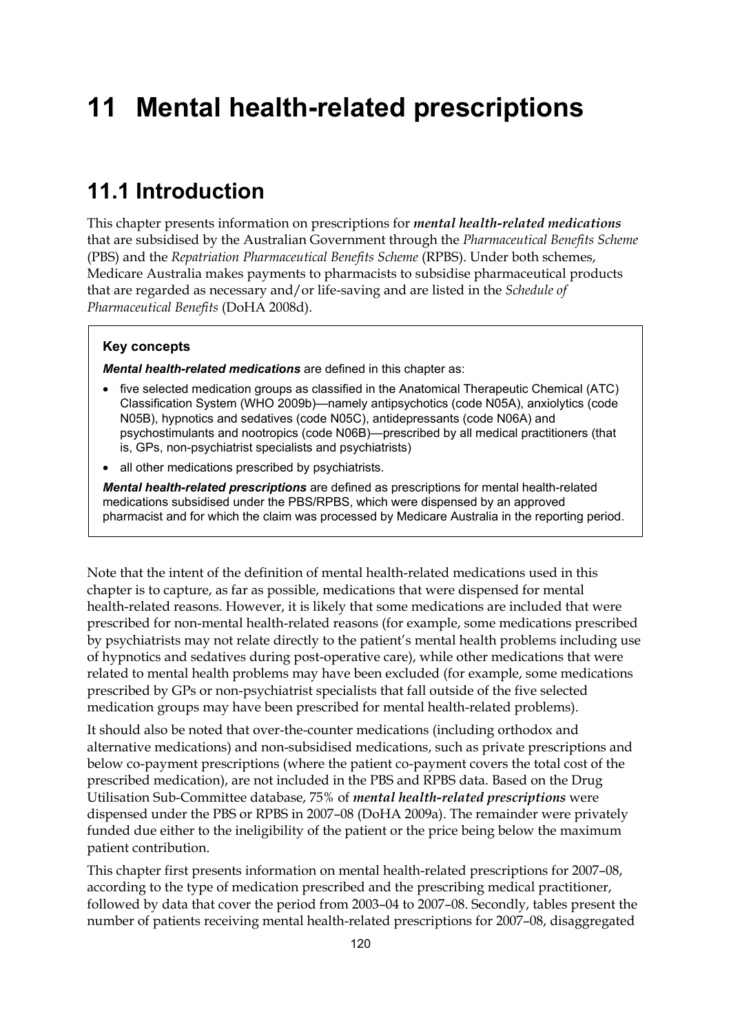# 11 Mental health-related prescriptions

## 11.1 Introduction

This chapter presents information on prescriptions for ***mental health-related medications*** that are subsidised by the Australian Government through the *Pharmaceutical Benefits Scheme* (PBS) and the *Repatriation Pharmaceutical Benefits Scheme* (RPBS). Under both schemes, Medicare Australia makes payments to pharmacists to subsidise pharmaceutical products that are regarded as necessary and/or life-saving and are listed in the *Schedule of Pharmaceutical Benefits* (DoHA 2008d).

> **Key concepts**
>
> ***Mental health-related medications*** are defined in this chapter as:
>
> - five selected medication groups as classified in the Anatomical Therapeutic Chemical (ATC) Classification System (WHO 2009b)—namely antipsychotics (code N05A), anxiolytics (code N05B), hypnotics and sedatives (code N05C), antidepressants (code N06A) and psychostimulants and nootropics (code N06B)—prescribed by all medical practitioners (that is, GPs, non-psychiatrist specialists and psychiatrists)
> - all other medications prescribed by psychiatrists.
>
> ***Mental health-related prescriptions*** are defined as prescriptions for mental health-related medications subsidised under the PBS/RPBS, which were dispensed by an approved pharmacist and for which the claim was processed by Medicare Australia in the reporting period.

Note that the intent of the definition of mental health-related medications used in this chapter is to capture, as far as possible, medications that were dispensed for mental health-related reasons. However, it is likely that some medications are included that were prescribed for non-mental health-related reasons (for example, some medications prescribed by psychiatrists may not relate directly to the patient's mental health problems including use of hypnotics and sedatives during post-operative care), while other medications that were related to mental health problems may have been excluded (for example, some medications prescribed by GPs or non-psychiatrist specialists that fall outside of the five selected medication groups may have been prescribed for mental health-related problems).

It should also be noted that over-the-counter medications (including orthodox and alternative medications) and non-subsidised medications, such as private prescriptions and below co-payment prescriptions (where the patient co-payment covers the total cost of the prescribed medication), are not included in the PBS and RPBS data. Based on the Drug Utilisation Sub-Committee database, 75% of ***mental health-related prescriptions*** were dispensed under the PBS or RPBS in 2007–08 (DoHA 2009a). The remainder were privately funded due either to the ineligibility of the patient or the price being below the maximum patient contribution.

This chapter first presents information on mental health-related prescriptions for 2007–08, according to the type of medication prescribed and the prescribing medical practitioner, followed by data that cover the period from 2003–04 to 2007–08. Secondly, tables present the number of patients receiving mental health-related prescriptions for 2007–08, disaggregated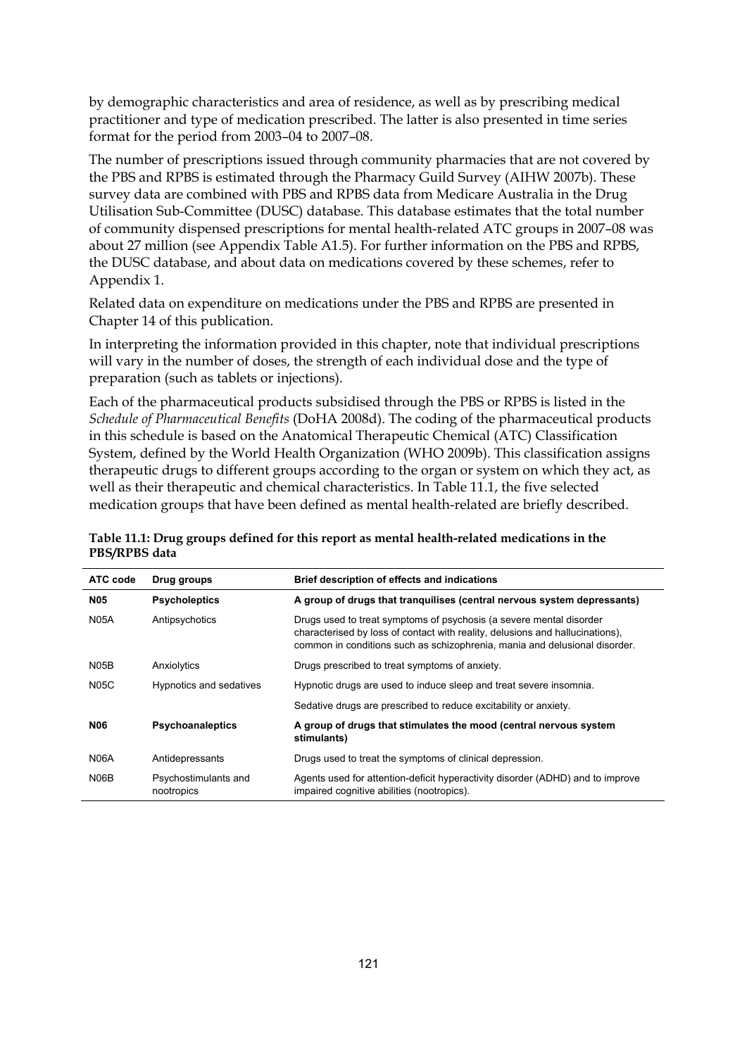by demographic characteristics and area of residence, as well as by prescribing medical practitioner and type of medication prescribed. The latter is also presented in time series format for the period from 2003–04 to 2007–08.

The number of prescriptions issued through community pharmacies that are not covered by the PBS and RPBS is estimated through the Pharmacy Guild Survey (AIHW 2007b). These survey data are combined with PBS and RPBS data from Medicare Australia in the Drug Utilisation Sub-Committee (DUSC) database. This database estimates that the total number of community dispensed prescriptions for mental health-related ATC groups in 2007–08 was about 27 million (see Appendix Table A1.5). For further information on the PBS and RPBS, the DUSC database, and about data on medications covered by these schemes, refer to Appendix 1.

Related data on expenditure on medications under the PBS and RPBS are presented in Chapter 14 of this publication.

In interpreting the information provided in this chapter, note that individual prescriptions will vary in the number of doses, the strength of each individual dose and the type of preparation (such as tablets or injections).

Each of the pharmaceutical products subsidised through the PBS or RPBS is listed in the *Schedule of Pharmaceutical Benefits* (DoHA 2008d). The coding of the pharmaceutical products in this schedule is based on the Anatomical Therapeutic Chemical (ATC) Classification System, defined by the World Health Organization (WHO 2009b). This classification assigns therapeutic drugs to different groups according to the organ or system on which they act, as well as their therapeutic and chemical characteristics. In Table 11.1, the five selected medication groups that have been defined as mental health-related are briefly described.

**Table 11.1: Drug groups defined for this report as mental health-related medications in the PBS/RPBS data**

| ATC code | Drug groups | Brief description of effects and indications |
|---|---|---|
| **N05** | **Psycholeptics** | **A group of drugs that tranquilises (central nervous system depressants)** |
| N05A | Antipsychotics | Drugs used to treat symptoms of psychosis (a severe mental disorder characterised by loss of contact with reality, delusions and hallucinations), common in conditions such as schizophrenia, mania and delusional disorder. |
| N05B | Anxiolytics | Drugs prescribed to treat symptoms of anxiety. |
| N05C | Hypnotics and sedatives | Hypnotic drugs are used to induce sleep and treat severe insomnia. |
| | | Sedative drugs are prescribed to reduce excitability or anxiety. |
| **N06** | **Psychoanaleptics** | **A group of drugs that stimulates the mood (central nervous system stimulants)** |
| N06A | Antidepressants | Drugs used to treat the symptoms of clinical depression. |
| N06B | Psychostimulants and nootropics | Agents used for attention-deficit hyperactivity disorder (ADHD) and to improve impaired cognitive abilities (nootropics). |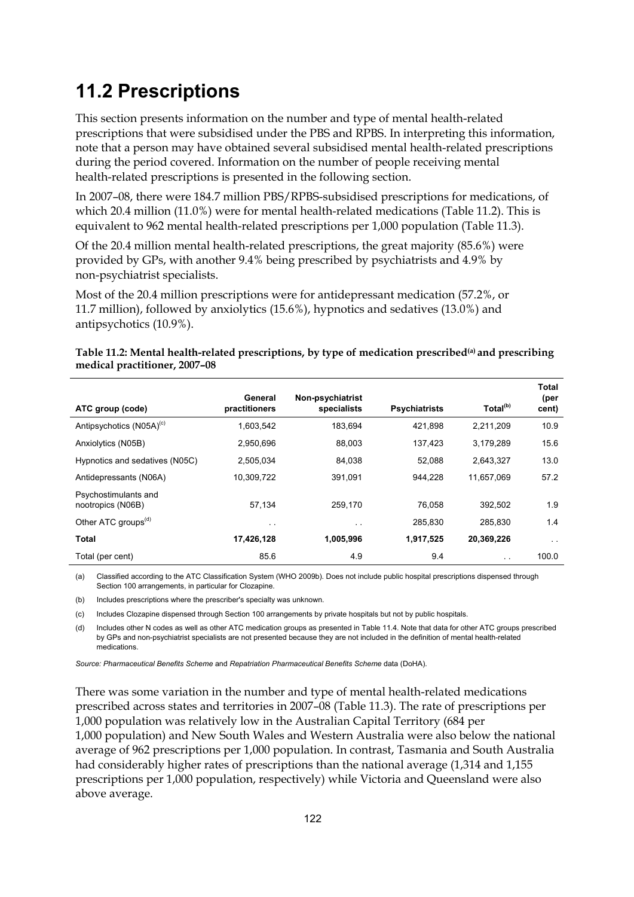# 11.2 Prescriptions

This section presents information on the number and type of mental health-related prescriptions that were subsidised under the PBS and RPBS. In interpreting this information, note that a person may have obtained several subsidised mental health-related prescriptions during the period covered. Information on the number of people receiving mental health-related prescriptions is presented in the following section.

In 2007–08, there were 184.7 million PBS/RPBS-subsidised prescriptions for medications, of which 20.4 million (11.0%) were for mental health-related medications (Table 11.2). This is equivalent to 962 mental health-related prescriptions per 1,000 population (Table 11.3).

Of the 20.4 million mental health-related prescriptions, the great majority (85.6%) were provided by GPs, with another 9.4% being prescribed by psychiatrists and 4.9% by non-psychiatrist specialists.

Most of the 20.4 million prescriptions were for antidepressant medication (57.2%, or 11.7 million), followed by anxiolytics (15.6%), hypnotics and sedatives (13.0%) and antipsychotics (10.9%).

**Table 11.2: Mental health-related prescriptions, by type of medication prescribed[(a)] and prescribing medical practitioner, 2007–08**

| ATC group (code) | General practitioners | Non-psychiatrist specialists | Psychiatrists | Total[(b)] | Total (per cent) |
|---|---|---|---|---|---|
| Antipsychotics (N05A)[(c)] | 1,603,542 | 183,694 | 421,898 | 2,211,209 | 10.9 |
| Anxiolytics (N05B) | 2,950,696 | 88,003 | 137,423 | 3,179,289 | 15.6 |
| Hypnotics and sedatives (N05C) | 2,505,034 | 84,038 | 52,088 | 2,643,327 | 13.0 |
| Antidepressants (N06A) | 10,309,722 | 391,091 | 944,228 | 11,657,069 | 57.2 |
| Psychostimulants and nootropics (N06B) | 57,134 | 259,170 | 76,058 | 392,502 | 1.9 |
| Other ATC groups[(d)] | . . | . . | 285,830 | 285,830 | 1.4 |
| **Total** | **17,426,128** | **1,005,996** | **1,917,525** | **20,369,226** | . . |
| Total (per cent) | 85.6 | 4.9 | 9.4 | . . | 100.0 |

(a) Classified according to the ATC Classification System (WHO 2009b). Does not include public hospital prescriptions dispensed through Section 100 arrangements, in particular for Clozapine.

(b) Includes prescriptions where the prescriber's specialty was unknown.

(c) Includes Clozapine dispensed through Section 100 arrangements by private hospitals but not by public hospitals.

(d) Includes other N codes as well as other ATC medication groups as presented in Table 11.4. Note that data for other ATC groups prescribed by GPs and non-psychiatrist specialists are not presented because they are not included in the definition of mental health-related medications.

*Source: Pharmaceutical Benefits Scheme* and *Repatriation Pharmaceutical Benefits Scheme* data (DoHA).

There was some variation in the number and type of mental health-related medications prescribed across states and territories in 2007–08 (Table 11.3). The rate of prescriptions per 1,000 population was relatively low in the Australian Capital Territory (684 per 1,000 population) and New South Wales and Western Australia were also below the national average of 962 prescriptions per 1,000 population. In contrast, Tasmania and South Australia had considerably higher rates of prescriptions than the national average (1,314 and 1,155 prescriptions per 1,000 population, respectively) while Victoria and Queensland were also above average.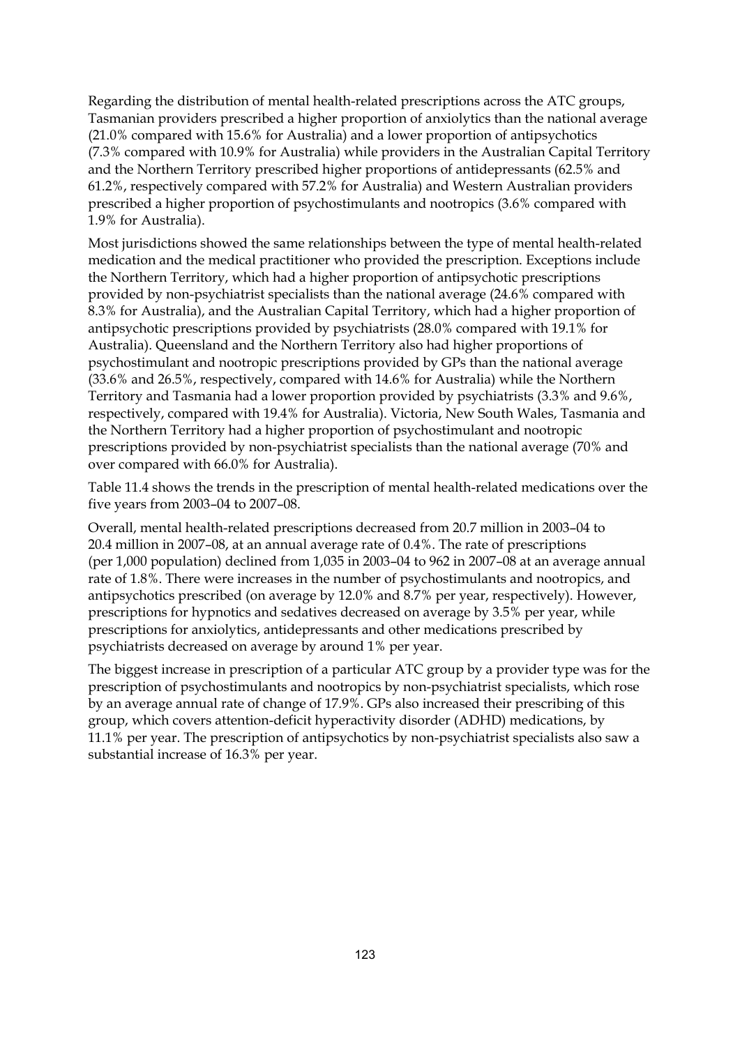Regarding the distribution of mental health-related prescriptions across the ATC groups, Tasmanian providers prescribed a higher proportion of anxiolytics than the national average (21.0% compared with 15.6% for Australia) and a lower proportion of antipsychotics (7.3% compared with 10.9% for Australia) while providers in the Australian Capital Territory and the Northern Territory prescribed higher proportions of antidepressants (62.5% and 61.2%, respectively compared with 57.2% for Australia) and Western Australian providers prescribed a higher proportion of psychostimulants and nootropics (3.6% compared with 1.9% for Australia).

Most jurisdictions showed the same relationships between the type of mental health-related medication and the medical practitioner who provided the prescription. Exceptions include the Northern Territory, which had a higher proportion of antipsychotic prescriptions provided by non-psychiatrist specialists than the national average (24.6% compared with 8.3% for Australia), and the Australian Capital Territory, which had a higher proportion of antipsychotic prescriptions provided by psychiatrists (28.0% compared with 19.1% for Australia). Queensland and the Northern Territory also had higher proportions of psychostimulant and nootropic prescriptions provided by GPs than the national average (33.6% and 26.5%, respectively, compared with 14.6% for Australia) while the Northern Territory and Tasmania had a lower proportion provided by psychiatrists (3.3% and 9.6%, respectively, compared with 19.4% for Australia). Victoria, New South Wales, Tasmania and the Northern Territory had a higher proportion of psychostimulant and nootropic prescriptions provided by non-psychiatrist specialists than the national average (70% and over compared with 66.0% for Australia).

Table 11.4 shows the trends in the prescription of mental health-related medications over the five years from 2003–04 to 2007–08.

Overall, mental health-related prescriptions decreased from 20.7 million in 2003–04 to 20.4 million in 2007–08, at an annual average rate of 0.4%. The rate of prescriptions (per 1,000 population) declined from 1,035 in 2003–04 to 962 in 2007–08 at an average annual rate of 1.8%. There were increases in the number of psychostimulants and nootropics, and antipsychotics prescribed (on average by 12.0% and 8.7% per year, respectively). However, prescriptions for hypnotics and sedatives decreased on average by 3.5% per year, while prescriptions for anxiolytics, antidepressants and other medications prescribed by psychiatrists decreased on average by around 1% per year.

The biggest increase in prescription of a particular ATC group by a provider type was for the prescription of psychostimulants and nootropics by non-psychiatrist specialists, which rose by an average annual rate of change of 17.9%. GPs also increased their prescribing of this group, which covers attention-deficit hyperactivity disorder (ADHD) medications, by 11.1% per year. The prescription of antipsychotics by non-psychiatrist specialists also saw a substantial increase of 16.3% per year.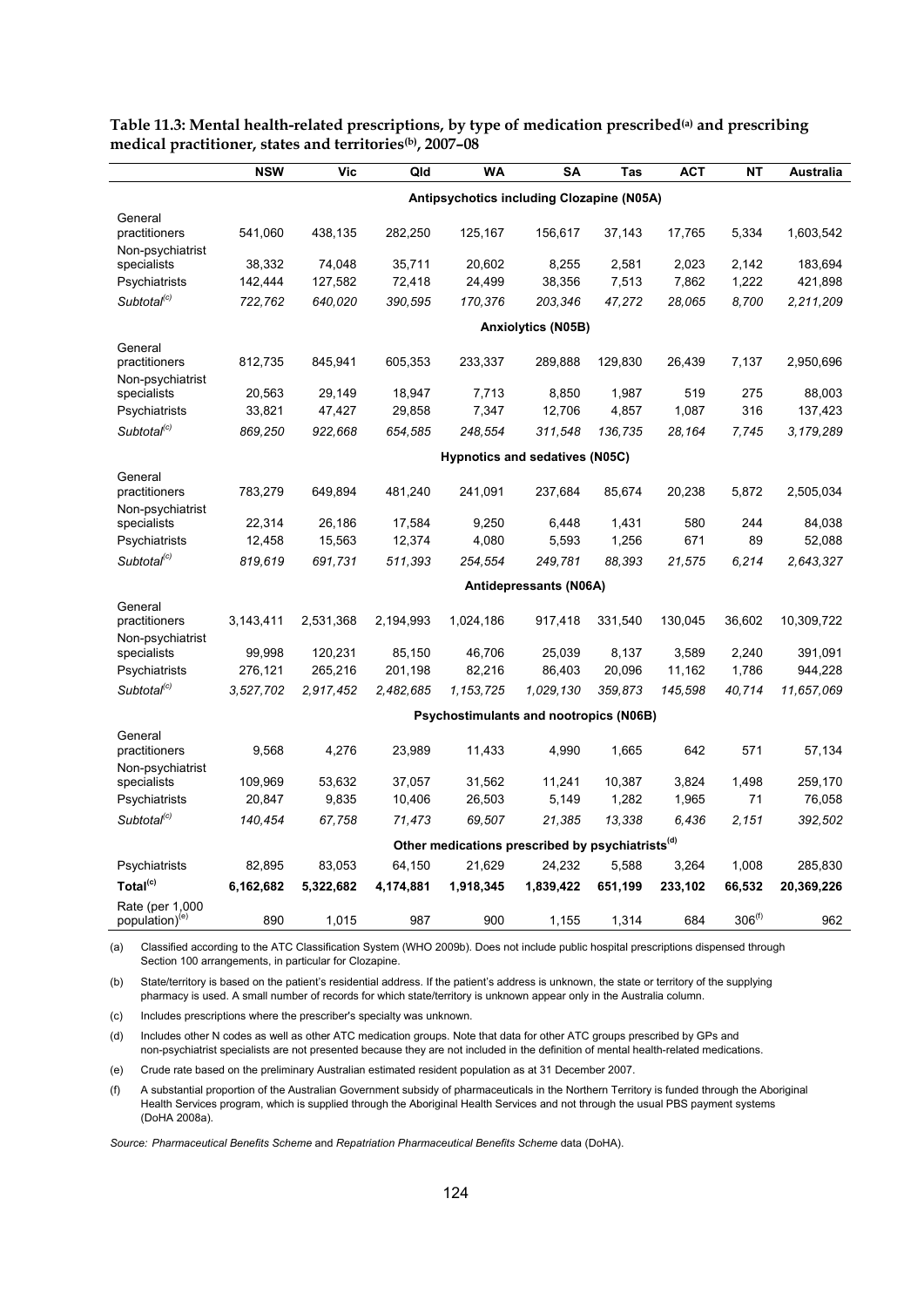**Table 11.3: Mental health-related prescriptions, by type of medication prescribed[(a)] and prescribing medical practitioner, states and territories[(b)], 2007–08**

| | NSW | Vic | Qld | WA | SA | Tas | ACT | NT | Australia |
|---|---|---|---|---|---|---|---|---|---|
| | | | | **Antipsychotics including Clozapine (N05A)** | | | | | |
| General practitioners | 541,060 | 438,135 | 282,250 | 125,167 | 156,617 | 37,143 | 17,765 | 5,334 | 1,603,542 |
| Non-psychiatrist specialists | 38,332 | 74,048 | 35,711 | 20,602 | 8,255 | 2,581 | 2,023 | 2,142 | 183,694 |
| Psychiatrists | 142,444 | 127,582 | 72,418 | 24,499 | 38,356 | 7,513 | 7,862 | 1,222 | 421,898 |
| *Subtotal[(c)]* | *722,762* | *640,020* | *390,595* | *170,376* | *203,346* | *47,272* | *28,065* | *8,700* | *2,211,209* |
| | | | | **Anxiolytics (N05B)** | | | | | |
| General practitioners | 812,735 | 845,941 | 605,353 | 233,337 | 289,888 | 129,830 | 26,439 | 7,137 | 2,950,696 |
| Non-psychiatrist specialists | 20,563 | 29,149 | 18,947 | 7,713 | 8,850 | 1,987 | 519 | 275 | 88,003 |
| Psychiatrists | 33,821 | 47,427 | 29,858 | 7,347 | 12,706 | 4,857 | 1,087 | 316 | 137,423 |
| *Subtotal[(c)]* | *869,250* | *922,668* | *654,585* | *248,554* | *311,548* | *136,735* | *28,164* | *7,745* | *3,179,289* |
| | | | | **Hypnotics and sedatives (N05C)** | | | | | |
| General practitioners | 783,279 | 649,894 | 481,240 | 241,091 | 237,684 | 85,674 | 20,238 | 5,872 | 2,505,034 |
| Non-psychiatrist specialists | 22,314 | 26,186 | 17,584 | 9,250 | 6,448 | 1,431 | 580 | 244 | 84,038 |
| Psychiatrists | 12,458 | 15,563 | 12,374 | 4,080 | 5,593 | 1,256 | 671 | 89 | 52,088 |
| *Subtotal[(c)]* | *819,619* | *691,731* | *511,393* | *254,554* | *249,781* | *88,393* | *21,575* | *6,214* | *2,643,327* |
| | | | | **Antidepressants (N06A)** | | | | | |
| General practitioners | 3,143,411 | 2,531,368 | 2,194,993 | 1,024,186 | 917,418 | 331,540 | 130,045 | 36,602 | 10,309,722 |
| Non-psychiatrist specialists | 99,998 | 120,231 | 85,150 | 46,706 | 25,039 | 8,137 | 3,589 | 2,240 | 391,091 |
| Psychiatrists | 276,121 | 265,216 | 201,198 | 82,216 | 86,403 | 20,096 | 11,162 | 1,786 | 944,228 |
| *Subtotal[(c)]* | *3,527,702* | *2,917,452* | *2,482,685* | *1,153,725* | *1,029,130* | *359,873* | *145,598* | *40,714* | *11,657,069* |
| | | | | **Psychostimulants and nootropics (N06B)** | | | | | |
| General practitioners | 9,568 | 4,276 | 23,989 | 11,433 | 4,990 | 1,665 | 642 | 571 | 57,134 |
| Non-psychiatrist specialists | 109,969 | 53,632 | 37,057 | 31,562 | 11,241 | 10,387 | 3,824 | 1,498 | 259,170 |
| Psychiatrists | 20,847 | 9,835 | 10,406 | 26,503 | 5,149 | 1,282 | 1,965 | 71 | 76,058 |
| *Subtotal[(c)]* | *140,454* | *67,758* | *71,473* | *69,507* | *21,385* | *13,338* | *6,436* | *2,151* | *392,502* |
| | | | | **Other medications prescribed by psychiatrists[(d)]** | | | | | |
| Psychiatrists | 82,895 | 83,053 | 64,150 | 21,629 | 24,232 | 5,588 | 3,264 | 1,008 | 285,830 |
| **Total[(c)]** | **6,162,682** | **5,322,682** | **4,174,881** | **1,918,345** | **1,839,422** | **651,199** | **233,102** | **66,532** | **20,369,226** |
| Rate (per 1,000 population)[(e)] | 890 | 1,015 | 987 | 900 | 1,155 | 1,314 | 684 | 306[(f)] | 962 |

(a) Classified according to the ATC Classification System (WHO 2009b). Does not include public hospital prescriptions dispensed through Section 100 arrangements, in particular for Clozapine.

(b) State/territory is based on the patient's residential address. If the patient's address is unknown, the state or territory of the supplying pharmacy is used. A small number of records for which state/territory is unknown appear only in the Australia column.

(c) Includes prescriptions where the prescriber's specialty was unknown.

(d) Includes other N codes as well as other ATC medication groups. Note that data for other ATC groups prescribed by GPs and non-psychiatrist specialists are not presented because they are not included in the definition of mental health-related medications.

(e) Crude rate based on the preliminary Australian estimated resident population as at 31 December 2007.

(f) A substantial proportion of the Australian Government subsidy of pharmaceuticals in the Northern Territory is funded through the Aboriginal Health Services program, which is supplied through the Aboriginal Health Services and not through the usual PBS payment systems (DoHA 2008a).

*Source: Pharmaceutical Benefits Scheme* and *Repatriation Pharmaceutical Benefits Scheme* data (DoHA).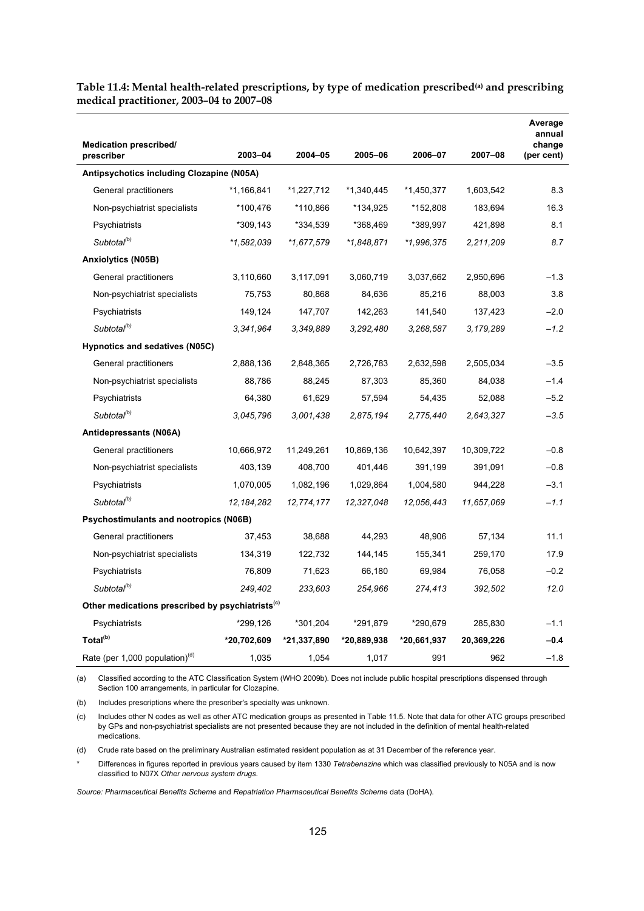**Table 11.4: Mental health-related prescriptions, by type of medication prescribed[(a)] and prescribing medical practitioner, 2003–04 to 2007–08**

| Medication prescribed/ prescriber | 2003–04 | 2004–05 | 2005–06 | 2006–07 | 2007–08 | Average annual change (per cent) |
|---|---|---|---|---|---|---|
| **Antipsychotics including Clozapine (N05A)** | | | | | | |
| General practitioners | *1,166,841 | *1,227,712 | *1,340,445 | *1,450,377 | 1,603,542 | 8.3 |
| Non-psychiatrist specialists | *100,476 | *110,866 | *134,925 | *152,808 | 183,694 | 16.3 |
| Psychiatrists | *309,143 | *334,539 | *368,469 | *389,997 | 421,898 | 8.1 |
| *Subtotal[(b)]* | *\*1,582,039* | *\*1,677,579* | *\*1,848,871* | *\*1,996,375* | *2,211,209* | *8.7* |
| **Anxiolytics (N05B)** | | | | | | |
| General practitioners | 3,110,660 | 3,117,091 | 3,060,719 | 3,037,662 | 2,950,696 | –1.3 |
| Non-psychiatrist specialists | 75,753 | 80,868 | 84,636 | 85,216 | 88,003 | 3.8 |
| Psychiatrists | 149,124 | 147,707 | 142,263 | 141,540 | 137,423 | –2.0 |
| *Subtotal[(b)]* | *3,341,964* | *3,349,889* | *3,292,480* | *3,268,587* | *3,179,289* | *–1.2* |
| **Hypnotics and sedatives (N05C)** | | | | | | |
| General practitioners | 2,888,136 | 2,848,365 | 2,726,783 | 2,632,598 | 2,505,034 | –3.5 |
| Non-psychiatrist specialists | 88,786 | 88,245 | 87,303 | 85,360 | 84,038 | –1.4 |
| Psychiatrists | 64,380 | 61,629 | 57,594 | 54,435 | 52,088 | –5.2 |
| *Subtotal[(b)]* | *3,045,796* | *3,001,438* | *2,875,194* | *2,775,440* | *2,643,327* | *–3.5* |
| **Antidepressants (N06A)** | | | | | | |
| General practitioners | 10,666,972 | 11,249,261 | 10,869,136 | 10,642,397 | 10,309,722 | –0.8 |
| Non-psychiatrist specialists | 403,139 | 408,700 | 401,446 | 391,199 | 391,091 | –0.8 |
| Psychiatrists | 1,070,005 | 1,082,196 | 1,029,864 | 1,004,580 | 944,228 | –3.1 |
| *Subtotal[(b)]* | *12,184,282* | *12,774,177* | *12,327,048* | *12,056,443* | *11,657,069* | *–1.1* |
| **Psychostimulants and nootropics (N06B)** | | | | | | |
| General practitioners | 37,453 | 38,688 | 44,293 | 48,906 | 57,134 | 11.1 |
| Non-psychiatrist specialists | 134,319 | 122,732 | 144,145 | 155,341 | 259,170 | 17.9 |
| Psychiatrists | 76,809 | 71,623 | 66,180 | 69,984 | 76,058 | –0.2 |
| *Subtotal[(b)]* | *249,402* | *233,603* | *254,966* | *274,413* | *392,502* | *12.0* |
| **Other medications prescribed by psychiatrists[(c)]** | | | | | | |
| Psychiatrists | *299,126 | *301,204 | *291,879 | *290,679 | 285,830 | –1.1 |
| **Total[(b)]** | **\*20,702,609** | **\*21,337,890** | **\*20,889,938** | **\*20,661,937** | **20,369,226** | **–0.4** |
| Rate (per 1,000 population)[(d)] | 1,035 | 1,054 | 1,017 | 991 | 962 | –1.8 |

(a) Classified according to the ATC Classification System (WHO 2009b). Does not include public hospital prescriptions dispensed through Section 100 arrangements, in particular for Clozapine.

(b) Includes prescriptions where the prescriber's specialty was unknown.

(c) Includes other N codes as well as other ATC medication groups as presented in Table 11.5. Note that data for other ATC groups prescribed by GPs and non-psychiatrist specialists are not presented because they are not included in the definition of mental health-related medications.

(d) Crude rate based on the preliminary Australian estimated resident population as at 31 December of the reference year.

\* Differences in figures reported in previous years caused by item 1330 *Tetrabenazine* which was classified previously to N05A and is now classified to N07X *Other nervous system drugs*.

*Source: Pharmaceutical Benefits Scheme* and *Repatriation Pharmaceutical Benefits Scheme* data (DoHA).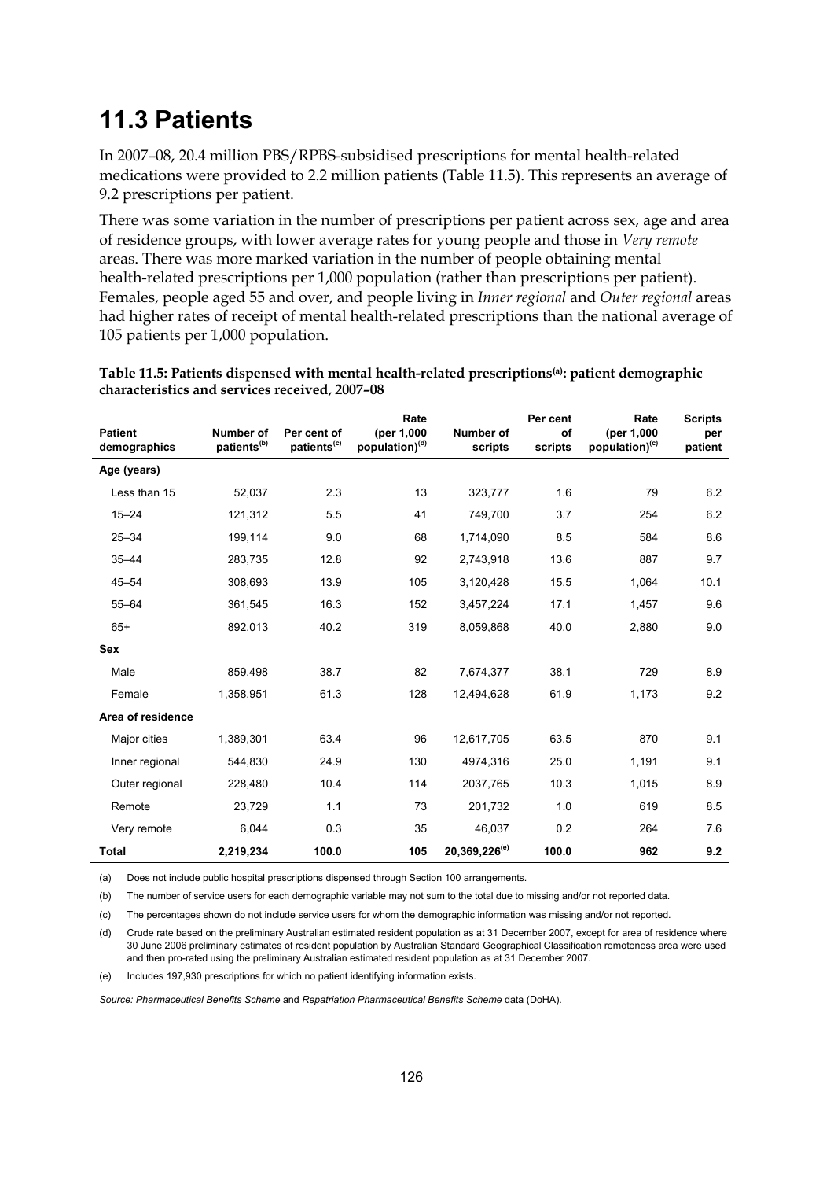# 11.3 Patients

In 2007–08, 20.4 million PBS/RPBS-subsidised prescriptions for mental health-related medications were provided to 2.2 million patients (Table 11.5). This represents an average of 9.2 prescriptions per patient.

There was some variation in the number of prescriptions per patient across sex, age and area of residence groups, with lower average rates for young people and those in *Very remote* areas. There was more marked variation in the number of people obtaining mental health-related prescriptions per 1,000 population (rather than prescriptions per patient). Females, people aged 55 and over, and people living in *Inner regional* and *Outer regional* areas had higher rates of receipt of mental health-related prescriptions than the national average of 105 patients per 1,000 population.

**Table 11.5: Patients dispensed with mental health-related prescriptions[(a)]: patient demographic characteristics and services received, 2007–08**

| Patient demographics | Number of patients[(b)] | Per cent of patients[(c)] | Rate (per 1,000 population)[(d)] | Number of scripts | Per cent of scripts | Rate (per 1,000 population)[(c)] | Scripts per patient |
|---|---|---|---|---|---|---|---|
| **Age (years)** | | | | | | | |
| Less than 15 | 52,037 | 2.3 | 13 | 323,777 | 1.6 | 79 | 6.2 |
| 15–24 | 121,312 | 5.5 | 41 | 749,700 | 3.7 | 254 | 6.2 |
| 25–34 | 199,114 | 9.0 | 68 | 1,714,090 | 8.5 | 584 | 8.6 |
| 35–44 | 283,735 | 12.8 | 92 | 2,743,918 | 13.6 | 887 | 9.7 |
| 45–54 | 308,693 | 13.9 | 105 | 3,120,428 | 15.5 | 1,064 | 10.1 |
| 55–64 | 361,545 | 16.3 | 152 | 3,457,224 | 17.1 | 1,457 | 9.6 |
| 65+ | 892,013 | 40.2 | 319 | 8,059,868 | 40.0 | 2,880 | 9.0 |
| **Sex** | | | | | | | |
| Male | 859,498 | 38.7 | 82 | 7,674,377 | 38.1 | 729 | 8.9 |
| Female | 1,358,951 | 61.3 | 128 | 12,494,628 | 61.9 | 1,173 | 9.2 |
| **Area of residence** | | | | | | | |
| Major cities | 1,389,301 | 63.4 | 96 | 12,617,705 | 63.5 | 870 | 9.1 |
| Inner regional | 544,830 | 24.9 | 130 | 4974,316 | 25.0 | 1,191 | 9.1 |
| Outer regional | 228,480 | 10.4 | 114 | 2037,765 | 10.3 | 1,015 | 8.9 |
| Remote | 23,729 | 1.1 | 73 | 201,732 | 1.0 | 619 | 8.5 |
| Very remote | 6,044 | 0.3 | 35 | 46,037 | 0.2 | 264 | 7.6 |
| **Total** | **2,219,234** | **100.0** | **105** | **20,369,226[(e)]** | **100.0** | **962** | **9.2** |

(a) Does not include public hospital prescriptions dispensed through Section 100 arrangements.

(b) The number of service users for each demographic variable may not sum to the total due to missing and/or not reported data.

(c) The percentages shown do not include service users for whom the demographic information was missing and/or not reported.

(d) Crude rate based on the preliminary Australian estimated resident population as at 31 December 2007, except for area of residence where 30 June 2006 preliminary estimates of resident population by Australian Standard Geographical Classification remoteness area were used and then pro-rated using the preliminary Australian estimated resident population as at 31 December 2007.

(e) Includes 197,930 prescriptions for which no patient identifying information exists.

*Source: Pharmaceutical Benefits Scheme* and *Repatriation Pharmaceutical Benefits Scheme* data (DoHA).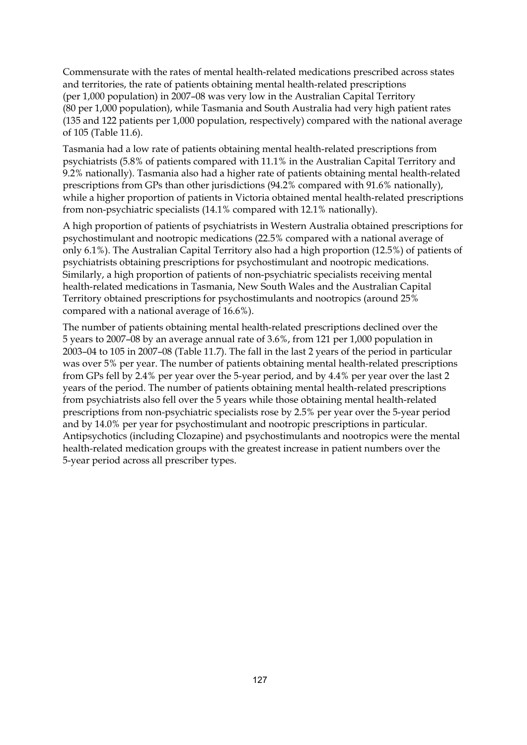Commensurate with the rates of mental health-related medications prescribed across states and territories, the rate of patients obtaining mental health-related prescriptions (per 1,000 population) in 2007–08 was very low in the Australian Capital Territory (80 per 1,000 population), while Tasmania and South Australia had very high patient rates (135 and 122 patients per 1,000 population, respectively) compared with the national average of 105 (Table 11.6).

Tasmania had a low rate of patients obtaining mental health-related prescriptions from psychiatrists (5.8% of patients compared with 11.1% in the Australian Capital Territory and 9.2% nationally). Tasmania also had a higher rate of patients obtaining mental health-related prescriptions from GPs than other jurisdictions (94.2% compared with 91.6% nationally), while a higher proportion of patients in Victoria obtained mental health-related prescriptions from non-psychiatric specialists (14.1% compared with 12.1% nationally).

A high proportion of patients of psychiatrists in Western Australia obtained prescriptions for psychostimulant and nootropic medications (22.5% compared with a national average of only 6.1%). The Australian Capital Territory also had a high proportion (12.5%) of patients of psychiatrists obtaining prescriptions for psychostimulant and nootropic medications. Similarly, a high proportion of patients of non-psychiatric specialists receiving mental health-related medications in Tasmania, New South Wales and the Australian Capital Territory obtained prescriptions for psychostimulants and nootropics (around 25% compared with a national average of 16.6%).

The number of patients obtaining mental health-related prescriptions declined over the 5 years to 2007–08 by an average annual rate of 3.6%, from 121 per 1,000 population in 2003–04 to 105 in 2007–08 (Table 11.7). The fall in the last 2 years of the period in particular was over 5% per year. The number of patients obtaining mental health-related prescriptions from GPs fell by 2.4% per year over the 5-year period, and by 4.4% per year over the last 2 years of the period. The number of patients obtaining mental health-related prescriptions from psychiatrists also fell over the 5 years while those obtaining mental health-related prescriptions from non-psychiatric specialists rose by 2.5% per year over the 5-year period and by 14.0% per year for psychostimulant and nootropic prescriptions in particular. Antipsychotics (including Clozapine) and psychostimulants and nootropics were the mental health-related medication groups with the greatest increase in patient numbers over the 5-year period across all prescriber types.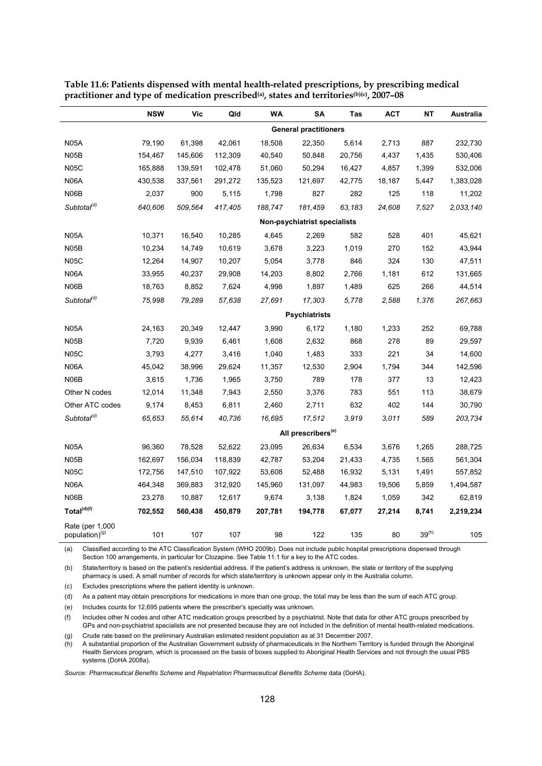**Table 11.6: Patients dispensed with mental health-related prescriptions, by prescribing medical practitioner and type of medication prescribed[(a)], states and territories[(b)(c)], 2007–08**

| | NSW | Vic | Qld | WA | SA | Tas | ACT | NT | Australia |
|---|---|---|---|---|---|---|---|---|---|
| | | | | | **General practitioners** | | | | |
| N05A | 79,190 | 61,398 | 42,061 | 18,508 | 22,350 | 5,614 | 2,713 | 887 | 232,730 |
| N05B | 154,467 | 145,606 | 112,309 | 40,540 | 50,848 | 20,756 | 4,437 | 1,435 | 530,406 |
| N05C | 165,888 | 139,591 | 102,478 | 51,060 | 50,294 | 16,427 | 4,857 | 1,399 | 532,006 |
| N06A | 430,538 | 337,561 | 291,272 | 135,523 | 121,697 | 42,775 | 18,187 | 5,447 | 1,383,028 |
| N06B | 2,037 | 900 | 5,115 | 1,798 | 827 | 282 | 125 | 118 | 11,202 |
| *Subtotal[(d)]* | *640,606* | *509,564* | *417,405* | *188,747* | *181,459* | *63,183* | *24,608* | *7,527* | *2,033,140* |
| | | | | | **Non-psychiatrist specialists** | | | | |
| N05A | 10,371 | 16,540 | 10,285 | 4,645 | 2,269 | 582 | 528 | 401 | 45,621 |
| N05B | 10,234 | 14,749 | 10,619 | 3,678 | 3,223 | 1,019 | 270 | 152 | 43,944 |
| N05C | 12,264 | 14,907 | 10,207 | 5,054 | 3,778 | 846 | 324 | 130 | 47,511 |
| N06A | 33,955 | 40,237 | 29,908 | 14,203 | 8,802 | 2,766 | 1,181 | 612 | 131,665 |
| N06B | 18,763 | 8,852 | 7,624 | 4,998 | 1,897 | 1,489 | 625 | 266 | 44,514 |
| *Subtotal[(d)]* | *75,998* | *79,289* | *57,638* | *27,691* | *17,303* | *5,778* | *2,588* | *1,376* | *267,663* |
| | | | | | **Psychiatrists** | | | | |
| N05A | 24,163 | 20,349 | 12,447 | 3,990 | 6,172 | 1,180 | 1,233 | 252 | 69,788 |
| N05B | 7,720 | 9,939 | 6,461 | 1,608 | 2,632 | 868 | 278 | 89 | 29,597 |
| N05C | 3,793 | 4,277 | 3,416 | 1,040 | 1,483 | 333 | 221 | 34 | 14,600 |
| N06A | 45,042 | 38,996 | 29,624 | 11,357 | 12,530 | 2,904 | 1,794 | 344 | 142,596 |
| N06B | 3,615 | 1,736 | 1,965 | 3,750 | 789 | 178 | 377 | 13 | 12,423 |
| Other N codes | 12,014 | 11,348 | 7,943 | 2,550 | 3,376 | 783 | 551 | 113 | 38,679 |
| Other ATC codes | 9,174 | 8,453 | 6,811 | 2,460 | 2,711 | 632 | 402 | 144 | 30,790 |
| *Subtotal[(d)]* | *65,653* | *55,614* | *40,736* | *16,695* | *17,512* | *3,919* | *3,011* | *589* | *203,734* |
| | | | | | **All prescribers[(e)]** | | | | |
| N05A | 96,360 | 78,528 | 52,622 | 23,095 | 26,634 | 6,534 | 3,676 | 1,265 | 288,725 |
| N05B | 162,697 | 156,034 | 118,839 | 42,787 | 53,204 | 21,433 | 4,735 | 1,565 | 561,304 |
| N05C | 172,756 | 147,510 | 107,922 | 53,608 | 52,488 | 16,932 | 5,131 | 1,491 | 557,852 |
| N06A | 464,348 | 369,883 | 312,920 | 145,960 | 131,097 | 44,983 | 19,506 | 5,859 | 1,494,587 |
| N06B | 23,278 | 10,887 | 12,617 | 9,674 | 3,138 | 1,824 | 1,059 | 342 | 62,819 |
| **Total[(d)(f)]** | **702,552** | **560,438** | **450,879** | **207,781** | **194,778** | **67,077** | **27,214** | **8,741** | **2,219,234** |
| Rate (per 1,000 population)[(g)] | 101 | 107 | 107 | 98 | 122 | 135 | 80 | 39[(h)] | 105 |

(a) Classified according to the ATC Classification System (WHO 2009b). Does not include public hospital prescriptions dispensed through Section 100 arrangements, in particular for Clozapine. See Table 11.1 for a key to the ATC codes.

(b) State/territory is based on the patient's residential address. If the patient's address is unknown, the state or territory of the supplying pharmacy is used. A small number of records for which state/territory is unknown appear only in the Australia column.

(c) Excludes prescriptions where the patient identity is unknown.

(d) As a patient may obtain prescriptions for medications in more than one group, the total may be less than the sum of each ATC group.

(e) Includes counts for 12,695 patients where the prescriber's specialty was unknown.

(f) Includes other N codes and other ATC medication groups prescribed by a psychiatrist. Note that data for other ATC groups prescribed by GPs and non-psychiatrist specialists are not presented because they are not included in the definition of mental health-related medications.

(g) Crude rate based on the preliminary Australian estimated resident population as at 31 December 2007.

(h) A substantial proportion of the Australian Government subsidy of pharmaceuticals in the Northern Territory is funded through the Aboriginal Health Services program, which is processed on the basis of boxes supplied to Aboriginal Health Services and not through the usual PBS systems (DoHA 2008a).

*Source: Pharmaceutical Benefits Scheme* and *Repatriation Pharmaceutical Benefits Scheme* data (DoHA).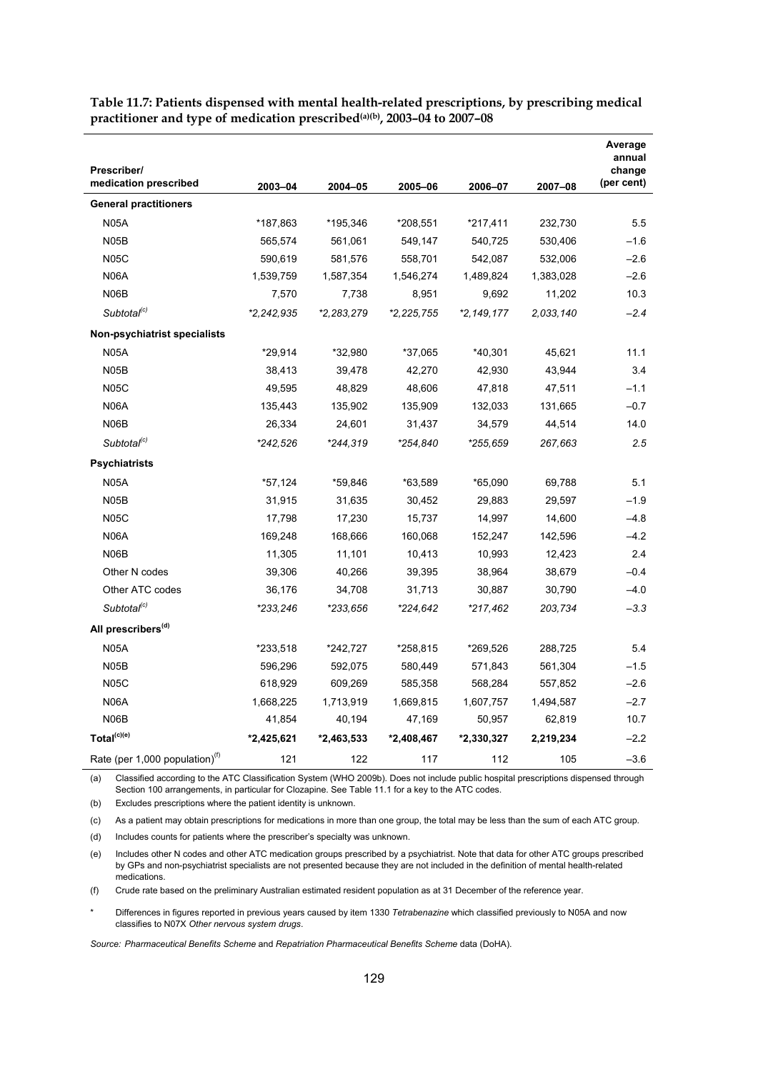**Table 11.7: Patients dispensed with mental health-related prescriptions, by prescribing medical practitioner and type of medication prescribed[(a)(b)], 2003–04 to 2007–08**

| Prescriber/ medication prescribed | 2003–04 | 2004–05 | 2005–06 | 2006–07 | 2007–08 | Average annual change (per cent) |
|---|---|---|---|---|---|---|
| **General practitioners** | | | | | | |
| N05A | *187,863 | *195,346 | *208,551 | *217,411 | 232,730 | 5.5 |
| N05B | 565,574 | 561,061 | 549,147 | 540,725 | 530,406 | –1.6 |
| N05C | 590,619 | 581,576 | 558,701 | 542,087 | 532,006 | –2.6 |
| N06A | 1,539,759 | 1,587,354 | 1,546,274 | 1,489,824 | 1,383,028 | –2.6 |
| N06B | 7,570 | 7,738 | 8,951 | 9,692 | 11,202 | 10.3 |
| *Subtotal[(c)]* | **2,242,935* | **2,283,279* | **2,225,755* | **2,149,177* | *2,033,140* | *–2.4* |
| **Non-psychiatrist specialists** | | | | | | |
| N05A | *29,914 | *32,980 | *37,065 | *40,301 | 45,621 | 11.1 |
| N05B | 38,413 | 39,478 | 42,270 | 42,930 | 43,944 | 3.4 |
| N05C | 49,595 | 48,829 | 48,606 | 47,818 | 47,511 | –1.1 |
| N06A | 135,443 | 135,902 | 135,909 | 132,033 | 131,665 | –0.7 |
| N06B | 26,334 | 24,601 | 31,437 | 34,579 | 44,514 | 14.0 |
| *Subtotal[(c)]* | **242,526* | **244,319* | **254,840* | **255,659* | *267,663* | *2.5* |
| **Psychiatrists** | | | | | | |
| N05A | *57,124 | *59,846 | *63,589 | *65,090 | 69,788 | 5.1 |
| N05B | 31,915 | 31,635 | 30,452 | 29,883 | 29,597 | –1.9 |
| N05C | 17,798 | 17,230 | 15,737 | 14,997 | 14,600 | –4.8 |
| N06A | 169,248 | 168,666 | 160,068 | 152,247 | 142,596 | –4.2 |
| N06B | 11,305 | 11,101 | 10,413 | 10,993 | 12,423 | 2.4 |
| Other N codes | 39,306 | 40,266 | 39,395 | 38,964 | 38,679 | –0.4 |
| Other ATC codes | 36,176 | 34,708 | 31,713 | 30,887 | 30,790 | –4.0 |
| *Subtotal[(c)]* | **233,246* | **233,656* | **224,642* | **217,462* | *203,734* | *–3.3* |
| **All prescribers[(d)]** | | | | | | |
| N05A | *233,518 | *242,727 | *258,815 | *269,526 | 288,725 | 5.4 |
| N05B | 596,296 | 592,075 | 580,449 | 571,843 | 561,304 | –1.5 |
| N05C | 618,929 | 609,269 | 585,358 | 568,284 | 557,852 | –2.6 |
| N06A | 1,668,225 | 1,713,919 | 1,669,815 | 1,607,757 | 1,494,587 | –2.7 |
| N06B | 41,854 | 40,194 | 47,169 | 50,957 | 62,819 | 10.7 |
| **Total[(c)(e)]** | ***2,425,621** | ***2,463,533** | ***2,408,467** | ***2,330,327** | **2,219,234** | –2.2 |
| Rate (per 1,000 population)[(f)] | 121 | 122 | 117 | 112 | 105 | –3.6 |

(a) Classified according to the ATC Classification System (WHO 2009b). Does not include public hospital prescriptions dispensed through Section 100 arrangements, in particular for Clozapine. See Table 11.1 for a key to the ATC codes.

(b) Excludes prescriptions where the patient identity is unknown.

(c) As a patient may obtain prescriptions for medications in more than one group, the total may be less than the sum of each ATC group.

(d) Includes counts for patients where the prescriber's specialty was unknown.

(e) Includes other N codes and other ATC medication groups prescribed by a psychiatrist. Note that data for other ATC groups prescribed by GPs and non-psychiatrist specialists are not presented because they are not included in the definition of mental health-related medications.

(f) Crude rate based on the preliminary Australian estimated resident population as at 31 December of the reference year.

\* Differences in figures reported in previous years caused by item 1330 *Tetrabenazine* which classified previously to N05A and now classifies to N07X *Other nervous system drugs*.

*Source: Pharmaceutical Benefits Scheme* and *Repatriation Pharmaceutical Benefits Scheme* data (DoHA).